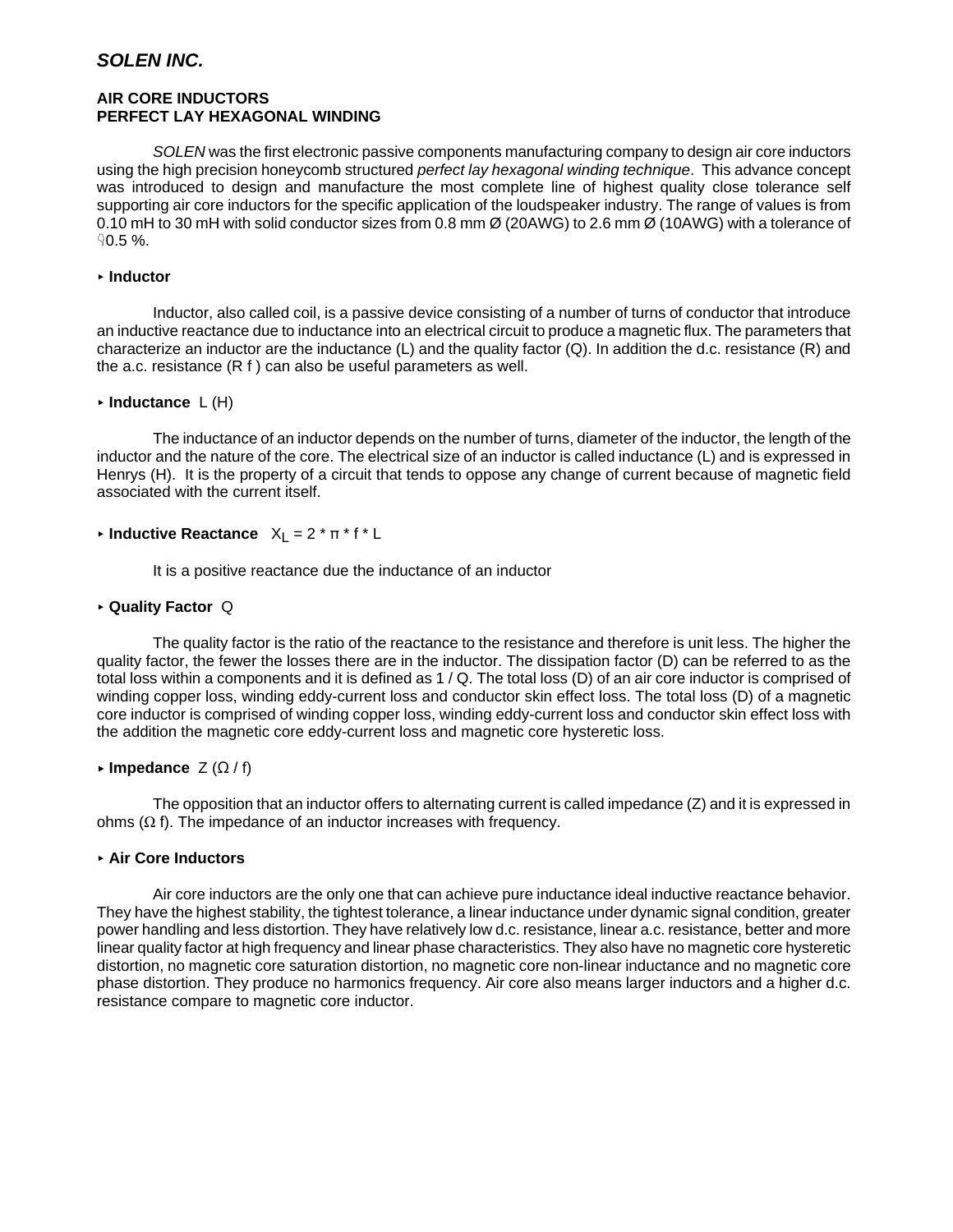# SOLEN INC.

## AIR CORE INDUCTORS
## PERFECT LAY HEXAGONAL WINDING

*SOLEN* was the first electronic passive components manufacturing company to design air core inductors using the high precision honeycomb structured *perfect lay hexagonal winding technique*. This advance concept was introduced to design and manufacture the most complete line of highest quality close tolerance self supporting air core inductors for the specific application of the loudspeaker industry. The range of values is from 0.10 mH to 30 mH with solid conductor sizes from 0.8 mm Ø (20AWG) to 2.6 mm Ø (10AWG) with a tolerance of ±0.5 %.

### ‣ Inductor

Inductor, also called coil, is a passive device consisting of a number of turns of conductor that introduce an inductive reactance due to inductance into an electrical circuit to produce a magnetic flux. The parameters that characterize an inductor are the inductance (L) and the quality factor (Q). In addition the d.c. resistance (R) and the a.c. resistance (R f ) can also be useful parameters as well.

### ‣ Inductance L (H)

The inductance of an inductor depends on the number of turns, diameter of the inductor, the length of the inductor and the nature of the core. The electrical size of an inductor is called inductance (L) and is expressed in Henrys (H). It is the property of a circuit that tends to oppose any change of current because of magnetic field associated with the current itself.

### ‣ Inductive Reactance $X_L = 2 * \pi * f * L$

It is a positive reactance due the inductance of an inductor

### ‣ Quality Factor Q

The quality factor is the ratio of the reactance to the resistance and therefore is unit less. The higher the quality factor, the fewer the losses there are in the inductor. The dissipation factor (D) can be referred to as the total loss within a components and it is defined as 1 / Q. The total loss (D) of an air core inductor is comprised of winding copper loss, winding eddy-current loss and conductor skin effect loss. The total loss (D) of a magnetic core inductor is comprised of winding copper loss, winding eddy-current loss and conductor skin effect loss with the addition the magnetic core eddy-current loss and magnetic core hysteretic loss.

### ‣ Impedance Z (Ω / f)

The opposition that an inductor offers to alternating current is called impedance (Z) and it is expressed in ohms (Ω f). The impedance of an inductor increases with frequency.

### ‣ Air Core Inductors

Air core inductors are the only one that can achieve pure inductance ideal inductive reactance behavior. They have the highest stability, the tightest tolerance, a linear inductance under dynamic signal condition, greater power handling and less distortion. They have relatively low d.c. resistance, linear a.c. resistance, better and more linear quality factor at high frequency and linear phase characteristics. They also have no magnetic core hysteretic distortion, no magnetic core saturation distortion, no magnetic core non-linear inductance and no magnetic core phase distortion. They produce no harmonics frequency. Air core also means larger inductors and a higher d.c. resistance compare to magnetic core inductor.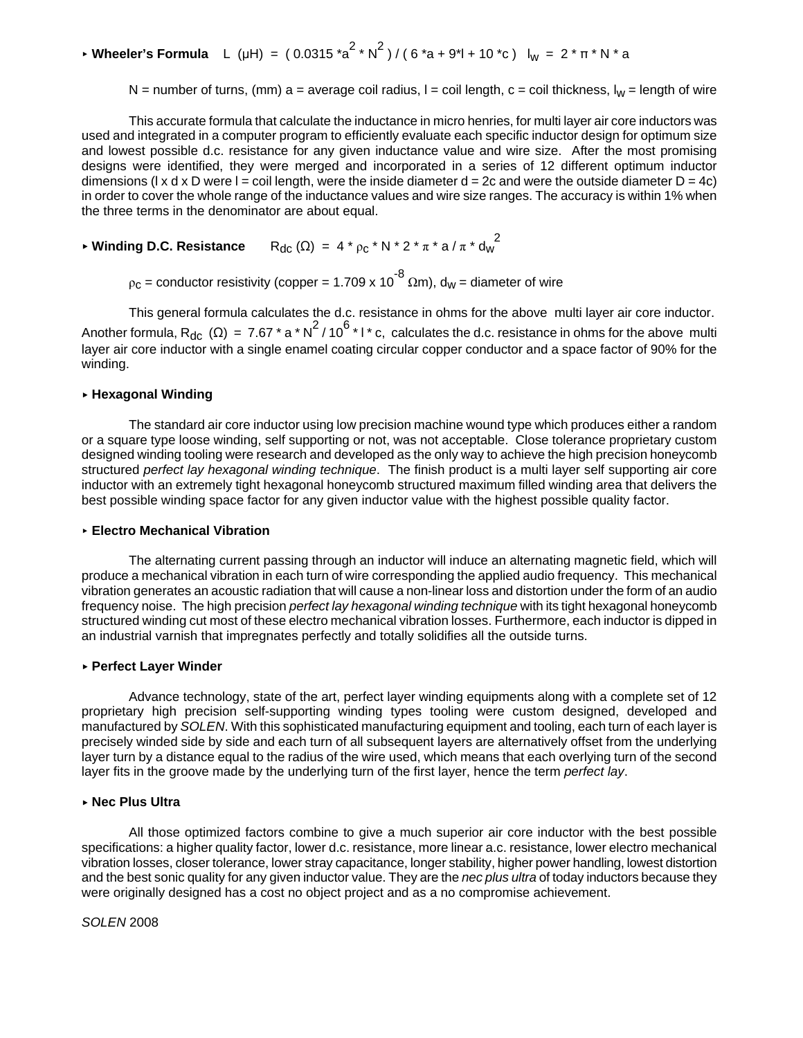▸ **Wheeler's Formula**   L (μH) = ( 0.0315 *$a^2$ * $N^2$ ) / ( 6 *a + 9*l + 10 *c )   $l_W$ = 2 * π * N * a

N = number of turns, (mm) a = average coil radius, l = coil length, c = coil thickness, $l_W$ = length of wire

This accurate formula that calculate the inductance in micro henries, for multi layer air core inductors was used and integrated in a computer program to efficiently evaluate each specific inductor design for optimum size and lowest possible d.c. resistance for any given inductance value and wire size. After the most promising designs were identified, they were merged and incorporated in a series of 12 different optimum inductor dimensions (l x d x D were l = coil length, were the inside diameter d = 2c and were the outside diameter D = 4c) in order to cover the whole range of the inductance values and wire size ranges. The accuracy is within 1% when the three terms in the denominator are about equal.

▸ **Winding D.C. Resistance**   $R_{dc}$ (Ω) = 4 * $\rho_c$ * N * 2 * π * a / π * $d_W^2$

$\rho_c$ = conductor resistivity (copper = 1.709 x $10^{-8}$ Ωm), $d_W$ = diameter of wire

This general formula calculates the d.c. resistance in ohms for the above multi layer air core inductor. Another formula, $R_{dc}$ (Ω) = 7.67 * a * $N^2$ / $10^6$ * l * c, calculates the d.c. resistance in ohms for the above multi layer air core inductor with a single enamel coating circular copper conductor and a space factor of 90% for the winding.

▸ **Hexagonal Winding**

The standard air core inductor using low precision machine wound type which produces either a random or a square type loose winding, self supporting or not, was not acceptable. Close tolerance proprietary custom designed winding tooling were research and developed as the only way to achieve the high precision honeycomb structured *perfect lay hexagonal winding technique*. The finish product is a multi layer self supporting air core inductor with an extremely tight hexagonal honeycomb structured maximum filled winding area that delivers the best possible winding space factor for any given inductor value with the highest possible quality factor.

▸ **Electro Mechanical Vibration**

The alternating current passing through an inductor will induce an alternating magnetic field, which will produce a mechanical vibration in each turn of wire corresponding the applied audio frequency. This mechanical vibration generates an acoustic radiation that will cause a non-linear loss and distortion under the form of an audio frequency noise. The high precision *perfect lay hexagonal winding technique* with its tight hexagonal honeycomb structured winding cut most of these electro mechanical vibration losses. Furthermore, each inductor is dipped in an industrial varnish that impregnates perfectly and totally solidifies all the outside turns.

▸ **Perfect Layer Winder**

Advance technology, state of the art, perfect layer winding equipments along with a complete set of 12 proprietary high precision self-supporting winding types tooling were custom designed, developed and manufactured by *SOLEN*. With this sophisticated manufacturing equipment and tooling, each turn of each layer is precisely winded side by side and each turn of all subsequent layers are alternatively offset from the underlying layer turn by a distance equal to the radius of the wire used, which means that each overlying turn of the second layer fits in the groove made by the underlying turn of the first layer, hence the term *perfect lay*.

▸ **Nec Plus Ultra**

All those optimized factors combine to give a much superior air core inductor with the best possible specifications: a higher quality factor, lower d.c. resistance, more linear a.c. resistance, lower electro mechanical vibration losses, closer tolerance, lower stray capacitance, longer stability, higher power handling, lowest distortion and the best sonic quality for any given inductor value. They are the *nec plus ultra* of today inductors because they were originally designed has a cost no object project and as a no compromise achievement.

*SOLEN* 2008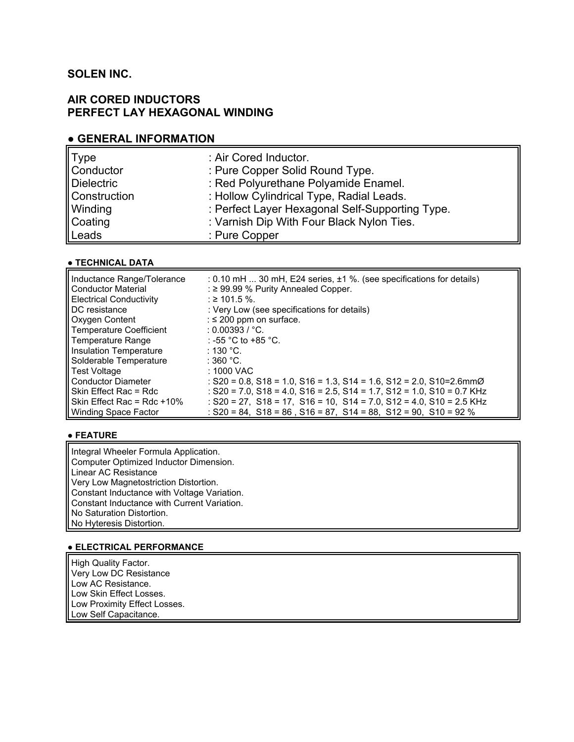# SOLEN INC.

## AIR CORED INDUCTORS
## PERFECT LAY HEXAGONAL WINDING

### ● GENERAL INFORMATION

| | |
|---|---|
| Type | : Air Cored Inductor. |
| Conductor | : Pure Copper Solid Round Type. |
| Dielectric | : Red Polyurethane Polyamide Enamel. |
| Construction | : Hollow Cylindrical Type, Radial Leads. |
| Winding | : Perfect Layer Hexagonal Self-Supporting Type. |
| Coating | : Varnish Dip With Four Black Nylon Ties. |
| Leads | : Pure Copper |

#### ● TECHNICAL DATA

| | |
|---|---|
| Inductance Range/Tolerance | : 0.10 mH ... 30 mH, E24 series, ±1 %. (see specifications for details) |
| Conductor Material | : ≥ 99.99 % Purity Annealed Copper. |
| Electrical Conductivity | : ≥ 101.5 %. |
| DC resistance | : Very Low (see specifications for details) |
| Oxygen Content | : ≤ 200 ppm on surface. |
| Temperature Coefficient | : 0.00393 / °C. |
| Temperature Range | : -55 °C to +85 °C. |
| Insulation Temperature | : 130 °C. |
| Solderable Temperature | : 360 °C. |
| Test Voltage | : 1000 VAC |
| Conductor Diameter | : S20 = 0.8, S18 = 1.0, S16 = 1.3, S14 = 1.6, S12 = 2.0, S10=2.6mmØ |
| Skin Effect Rac = Rdc | : S20 = 7.0, S18 = 4.0, S16 = 2.5, S14 = 1.7, S12 = 1.0, S10 = 0.7 KHz |
| Skin Effect Rac = Rdc +10% | : S20 = 27, S18 = 17, S16 = 10, S14 = 7.0, S12 = 4.0, S10 = 2.5 KHz |
| Winding Space Factor | : S20 = 84, S18 = 86 , S16 = 87, S14 = 88, S12 = 90, S10 = 92 % |

#### ● FEATURE

Integral Wheeler Formula Application.
Computer Optimized Inductor Dimension.
Linear AC Resistance
Very Low Magnetostriction Distortion.
Constant Inductance with Voltage Variation.
Constant Inductance with Current Variation.
No Saturation Distortion.
No Hyteresis Distortion.

#### ● ELECTRICAL PERFORMANCE

High Quality Factor.
Very Low DC Resistance
Low AC Resistance.
Low Skin Effect Losses.
Low Proximity Effect Losses.
Low Self Capacitance.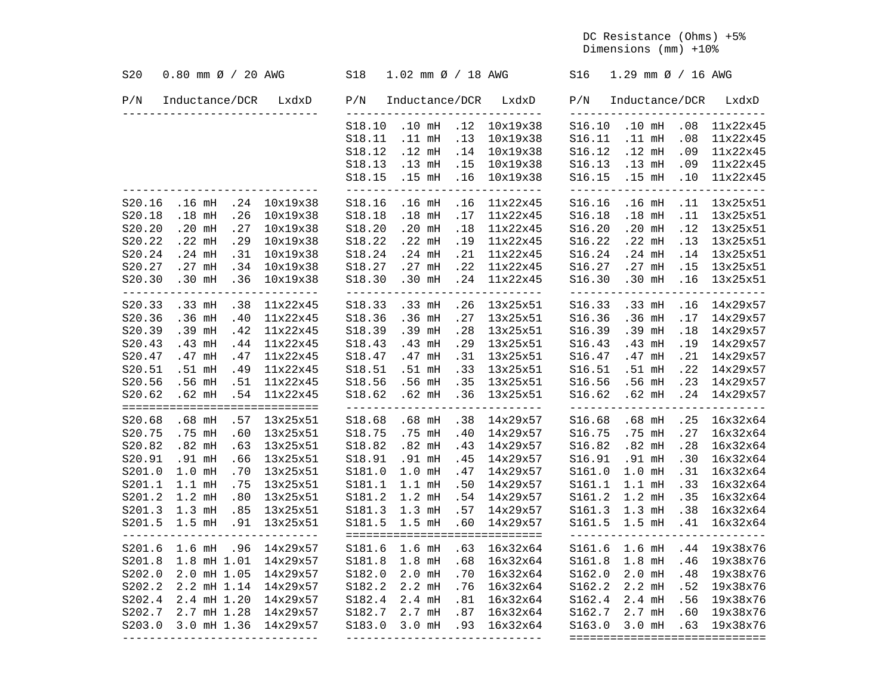DC Resistance (Ohms) +5%
Dimensions (mm) +10%

## S20 0.80 mm Ø / 20 AWG

| P/N | Inductance | DCR | LxdxD |
|---|---|---|---|
| S20.16 | .16 mH | .24 | 10x19x38 |
| S20.18 | .18 mH | .26 | 10x19x38 |
| S20.20 | .20 mH | .27 | 10x19x38 |
| S20.22 | .22 mH | .29 | 10x19x38 |
| S20.24 | .24 mH | .31 | 10x19x38 |
| S20.27 | .27 mH | .34 | 10x19x38 |
| S20.30 | .30 mH | .36 | 10x19x38 |
| S20.33 | .33 mH | .38 | 11x22x45 |
| S20.36 | .36 mH | .40 | 11x22x45 |
| S20.39 | .39 mH | .42 | 11x22x45 |
| S20.43 | .43 mH | .44 | 11x22x45 |
| S20.47 | .47 mH | .47 | 11x22x45 |
| S20.51 | .51 mH | .49 | 11x22x45 |
| S20.56 | .56 mH | .51 | 11x22x45 |
| S20.62 | .62 mH | .54 | 11x22x45 |
| S20.68 | .68 mH | .57 | 13x25x51 |
| S20.75 | .75 mH | .60 | 13x25x51 |
| S20.82 | .82 mH | .63 | 13x25x51 |
| S20.91 | .91 mH | .66 | 13x25x51 |
| S201.0 | 1.0 mH | .70 | 13x25x51 |
| S201.1 | 1.1 mH | .75 | 13x25x51 |
| S201.2 | 1.2 mH | .80 | 13x25x51 |
| S201.3 | 1.3 mH | .85 | 13x25x51 |
| S201.5 | 1.5 mH | .91 | 13x25x51 |
| S201.6 | 1.6 mH | .96 | 14x29x57 |
| S201.8 | 1.8 mH | 1.01 | 14x29x57 |
| S202.0 | 2.0 mH | 1.05 | 14x29x57 |
| S202.2 | 2.2 mH | 1.14 | 14x29x57 |
| S202.4 | 2.4 mH | 1.20 | 14x29x57 |
| S202.7 | 2.7 mH | 1.28 | 14x29x57 |
| S203.0 | 3.0 mH | 1.36 | 14x29x57 |

## S18 1.02 mm Ø / 18 AWG

| P/N | Inductance | DCR | LxdxD |
|---|---|---|---|
| S18.10 | .10 mH | .12 | 10x19x38 |
| S18.11 | .11 mH | .13 | 10x19x38 |
| S18.12 | .12 mH | .14 | 10x19x38 |
| S18.13 | .13 mH | .15 | 10x19x38 |
| S18.15 | .15 mH | .16 | 10x19x38 |
| S18.16 | .16 mH | .16 | 11x22x45 |
| S18.18 | .18 mH | .17 | 11x22x45 |
| S18.20 | .20 mH | .18 | 11x22x45 |
| S18.22 | .22 mH | .19 | 11x22x45 |
| S18.24 | .24 mH | .21 | 11x22x45 |
| S18.27 | .27 mH | .22 | 11x22x45 |
| S18.30 | .30 mH | .24 | 11x22x45 |
| S18.33 | .33 mH | .26 | 13x25x51 |
| S18.36 | .36 mH | .27 | 13x25x51 |
| S18.39 | .39 mH | .28 | 13x25x51 |
| S18.43 | .43 mH | .29 | 13x25x51 |
| S18.47 | .47 mH | .31 | 13x25x51 |
| S18.51 | .51 mH | .33 | 13x25x51 |
| S18.56 | .56 mH | .35 | 13x25x51 |
| S18.62 | .62 mH | .36 | 13x25x51 |
| S18.68 | .68 mH | .38 | 14x29x57 |
| S18.75 | .75 mH | .40 | 14x29x57 |
| S18.82 | .82 mH | .43 | 14x29x57 |
| S18.91 | .91 mH | .45 | 14x29x57 |
| S181.0 | 1.0 mH | .47 | 14x29x57 |
| S181.1 | 1.1 mH | .50 | 14x29x57 |
| S181.2 | 1.2 mH | .54 | 14x29x57 |
| S181.3 | 1.3 mH | .57 | 14x29x57 |
| S181.5 | 1.5 mH | .60 | 14x29x57 |
| S181.6 | 1.6 mH | .63 | 16x32x64 |
| S181.8 | 1.8 mH | .68 | 16x32x64 |
| S182.0 | 2.0 mH | .70 | 16x32x64 |
| S182.2 | 2.2 mH | .76 | 16x32x64 |
| S182.4 | 2.4 mH | .81 | 16x32x64 |
| S182.7 | 2.7 mH | .87 | 16x32x64 |
| S183.0 | 3.0 mH | .93 | 16x32x64 |

## S16 1.29 mm Ø / 16 AWG

| P/N | Inductance | DCR | LxdxD |
|---|---|---|---|
| S16.10 | .10 mH | .08 | 11x22x45 |
| S16.11 | .11 mH | .08 | 11x22x45 |
| S16.12 | .12 mH | .09 | 11x22x45 |
| S16.13 | .13 mH | .09 | 11x22x45 |
| S16.15 | .15 mH | .10 | 11x22x45 |
| S16.16 | .16 mH | .11 | 13x25x51 |
| S16.18 | .18 mH | .11 | 13x25x51 |
| S16.20 | .20 mH | .12 | 13x25x51 |
| S16.22 | .22 mH | .13 | 13x25x51 |
| S16.24 | .24 mH | .14 | 13x25x51 |
| S16.27 | .27 mH | .15 | 13x25x51 |
| S16.30 | .30 mH | .16 | 13x25x51 |
| S16.33 | .33 mH | .16 | 14x29x57 |
| S16.36 | .36 mH | .17 | 14x29x57 |
| S16.39 | .39 mH | .18 | 14x29x57 |
| S16.43 | .43 mH | .19 | 14x29x57 |
| S16.47 | .47 mH | .21 | 14x29x57 |
| S16.51 | .51 mH | .22 | 14x29x57 |
| S16.56 | .56 mH | .23 | 14x29x57 |
| S16.62 | .62 mH | .24 | 14x29x57 |
| S16.68 | .68 mH | .25 | 16x32x64 |
| S16.75 | .75 mH | .27 | 16x32x64 |
| S16.82 | .82 mH | .28 | 16x32x64 |
| S16.91 | .91 mH | .30 | 16x32x64 |
| S161.0 | 1.0 mH | .31 | 16x32x64 |
| S161.1 | 1.1 mH | .33 | 16x32x64 |
| S161.2 | 1.2 mH | .35 | 16x32x64 |
| S161.3 | 1.3 mH | .38 | 16x32x64 |
| S161.5 | 1.5 mH | .41 | 16x32x64 |
| S161.6 | 1.6 mH | .44 | 19x38x76 |
| S161.8 | 1.8 mH | .46 | 19x38x76 |
| S162.0 | 2.0 mH | .48 | 19x38x76 |
| S162.2 | 2.2 mH | .52 | 19x38x76 |
| S162.4 | 2.4 mH | .56 | 19x38x76 |
| S162.7 | 2.7 mH | .60 | 19x38x76 |
| S163.0 | 3.0 mH | .63 | 19x38x76 |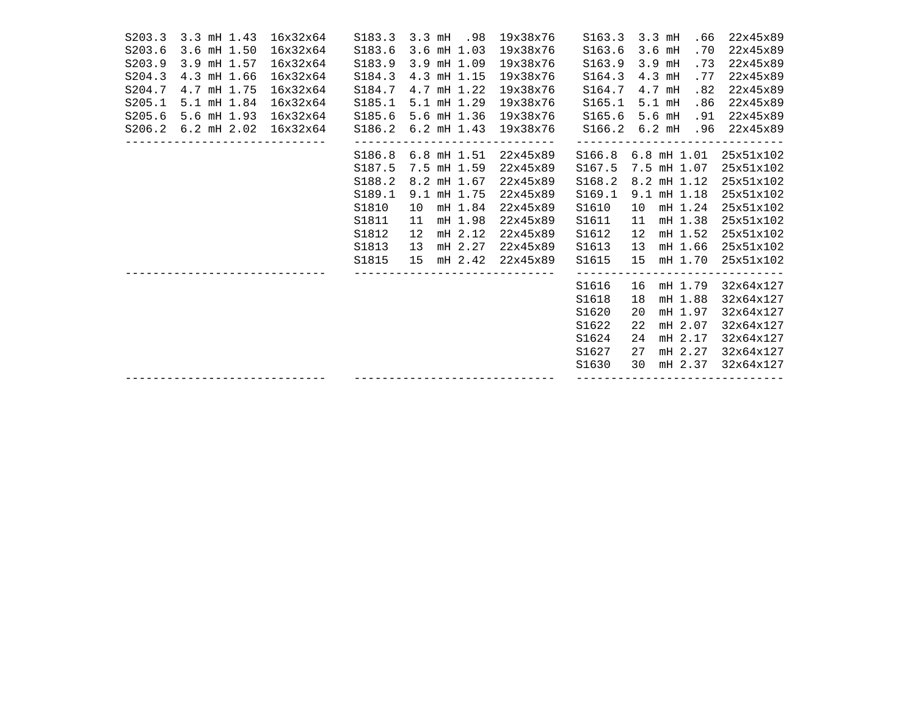```
S203.3  3.3 mH 1.43  16x32x64    S183.3  3.3 mH  .98  19x38x76    S163.3  3.3 mH  .66  22x45x89
S203.6  3.6 mH 1.50  16x32x64    S183.6  3.6 mH 1.03  19x38x76    S163.6  3.6 mH  .70  22x45x89
S203.9  3.9 mH 1.57  16x32x64    S183.9  3.9 mH 1.09  19x38x76    S163.9  3.9 mH  .73  22x45x89
S204.3  4.3 mH 1.66  16x32x64    S184.3  4.3 mH 1.15  19x38x76    S164.3  4.3 mH  .77  22x45x89
S204.7  4.7 mH 1.75  16x32x64    S184.7  4.7 mH 1.22  19x38x76    S164.7  4.7 mH  .82  22x45x89
S205.1  5.1 mH 1.84  16x32x64    S185.1  5.1 mH 1.29  19x38x76    S165.1  5.1 mH  .86  22x45x89
S205.6  5.6 mH 1.93  16x32x64    S185.6  5.6 mH 1.36  19x38x76    S165.6  5.6 mH  .91  22x45x89
S206.2  6.2 mH 2.02  16x32x64    S186.2  6.2 mH 1.43  19x38x76    S166.2  6.2 mH  .96  22x45x89
-----------------------------    -----------------------------   ------------------------------
                                 S186.8  6.8 mH 1.51  22x45x89   S166.8  6.8 mH 1.01  25x51x102
                                 S187.5  7.5 mH 1.59  22x45x89   S167.5  7.5 mH 1.07  25x51x102
                                 S188.2  8.2 mH 1.67  22x45x89   S168.2  8.2 mH 1.12  25x51x102
                                 S189.1  9.1 mH 1.75  22x45x89   S169.1  9.1 mH 1.18  25x51x102
                                 S1810   10  mH 1.84  22x45x89   S1610   10  mH 1.24  25x51x102
                                 S1811   11  mH 1.98  22x45x89   S1611   11  mH 1.38  25x51x102
                                 S1812   12  mH 2.12  22x45x89   S1612   12  mH 1.52  25x51x102
                                 S1813   13  mH 2.27  22x45x89   S1613   13  mH 1.66  25x51x102
                                 S1815   15  mH 2.42  22x45x89   S1615   15  mH 1.70  25x51x102
-----------------------------    -----------------------------   ------------------------------
                                                                 S1616   16  mH 1.79  32x64x127
                                                                 S1618   18  mH 1.88  32x64x127
                                                                 S1620   20  mH 1.97  32x64x127
                                                                 S1622   22  mH 2.07  32x64x127
                                                                 S1624   24  mH 2.17  32x64x127
                                                                 S1627   27  mH 2.27  32x64x127
                                                                 S1630   30  mH 2.37  32x64x127
-----------------------------    -----------------------------   ------------------------------
```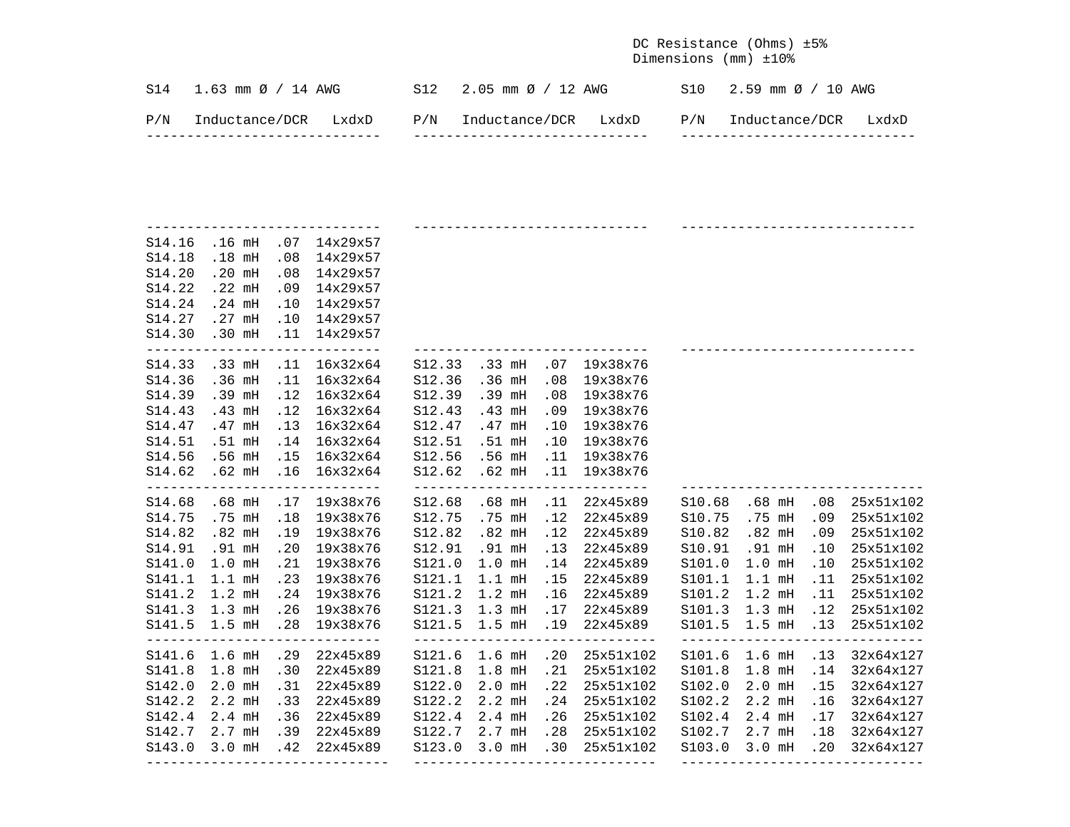DC Resistance (Ohms) ±5%
Dimensions (mm) ±10%

| S14 1.63 mm Ø / 14 AWG | | | | S12 2.05 mm Ø / 12 AWG | | | | S10 2.59 mm Ø / 10 AWG | | | |
|---|---|---|---|---|---|---|---|---|---|---|---|
| P/N | Inductance | DCR | LxdxD | P/N | Inductance | DCR | LxdxD | P/N | Inductance | DCR | LxdxD |
| S14.16 | .16 mH | .07 | 14x29x57 | | | | | | | | |
| S14.18 | .18 mH | .08 | 14x29x57 | | | | | | | | |
| S14.20 | .20 mH | .08 | 14x29x57 | | | | | | | | |
| S14.22 | .22 mH | .09 | 14x29x57 | | | | | | | | |
| S14.24 | .24 mH | .10 | 14x29x57 | | | | | | | | |
| S14.27 | .27 mH | .10 | 14x29x57 | | | | | | | | |
| S14.30 | .30 mH | .11 | 14x29x57 | | | | | | | | |
| S14.33 | .33 mH | .11 | 16x32x64 | S12.33 | .33 mH | .07 | 19x38x76 | | | | |
| S14.36 | .36 mH | .11 | 16x32x64 | S12.36 | .36 mH | .08 | 19x38x76 | | | | |
| S14.39 | .39 mH | .12 | 16x32x64 | S12.39 | .39 mH | .08 | 19x38x76 | | | | |
| S14.43 | .43 mH | .12 | 16x32x64 | S12.43 | .43 mH | .09 | 19x38x76 | | | | |
| S14.47 | .47 mH | .13 | 16x32x64 | S12.47 | .47 mH | .10 | 19x38x76 | | | | |
| S14.51 | .51 mH | .14 | 16x32x64 | S12.51 | .51 mH | .10 | 19x38x76 | | | | |
| S14.56 | .56 mH | .15 | 16x32x64 | S12.56 | .56 mH | .11 | 19x38x76 | | | | |
| S14.62 | .62 mH | .16 | 16x32x64 | S12.62 | .62 mH | .11 | 19x38x76 | | | | |
| S14.68 | .68 mH | .17 | 19x38x76 | S12.68 | .68 mH | .11 | 22x45x89 | S10.68 | .68 mH | .08 | 25x51x102 |
| S14.75 | .75 mH | .18 | 19x38x76 | S12.75 | .75 mH | .12 | 22x45x89 | S10.75 | .75 mH | .09 | 25x51x102 |
| S14.82 | .82 mH | .19 | 19x38x76 | S12.82 | .82 mH | .12 | 22x45x89 | S10.82 | .82 mH | .09 | 25x51x102 |
| S14.91 | .91 mH | .20 | 19x38x76 | S12.91 | .91 mH | .13 | 22x45x89 | S10.91 | .91 mH | .10 | 25x51x102 |
| S141.0 | 1.0 mH | .21 | 19x38x76 | S121.0 | 1.0 mH | .14 | 22x45x89 | S101.0 | 1.0 mH | .10 | 25x51x102 |
| S141.1 | 1.1 mH | .23 | 19x38x76 | S121.1 | 1.1 mH | .15 | 22x45x89 | S101.1 | 1.1 mH | .11 | 25x51x102 |
| S141.2 | 1.2 mH | .24 | 19x38x76 | S121.2 | 1.2 mH | .16 | 22x45x89 | S101.2 | 1.2 mH | .11 | 25x51x102 |
| S141.3 | 1.3 mH | .26 | 19x38x76 | S121.3 | 1.3 mH | .17 | 22x45x89 | S101.3 | 1.3 mH | .12 | 25x51x102 |
| S141.5 | 1.5 mH | .28 | 19x38x76 | S121.5 | 1.5 mH | .19 | 22x45x89 | S101.5 | 1.5 mH | .13 | 25x51x102 |
| S141.6 | 1.6 mH | .29 | 22x45x89 | S121.6 | 1.6 mH | .20 | 25x51x102 | S101.6 | 1.6 mH | .13 | 32x64x127 |
| S141.8 | 1.8 mH | .30 | 22x45x89 | S121.8 | 1.8 mH | .21 | 25x51x102 | S101.8 | 1.8 mH | .14 | 32x64x127 |
| S142.0 | 2.0 mH | .31 | 22x45x89 | S122.0 | 2.0 mH | .22 | 25x51x102 | S102.0 | 2.0 mH | .15 | 32x64x127 |
| S142.2 | 2.2 mH | .33 | 22x45x89 | S122.2 | 2.2 mH | .24 | 25x51x102 | S102.2 | 2.2 mH | .16 | 32x64x127 |
| S142.4 | 2.4 mH | .36 | 22x45x89 | S122.4 | 2.4 mH | .26 | 25x51x102 | S102.4 | 2.4 mH | .17 | 32x64x127 |
| S142.7 | 2.7 mH | .39 | 22x45x89 | S122.7 | 2.7 mH | .28 | 25x51x102 | S102.7 | 2.7 mH | .18 | 32x64x127 |
| S143.0 | 3.0 mH | .42 | 22x45x89 | S123.0 | 3.0 mH | .30 | 25x51x102 | S103.0 | 3.0 mH | .20 | 32x64x127 |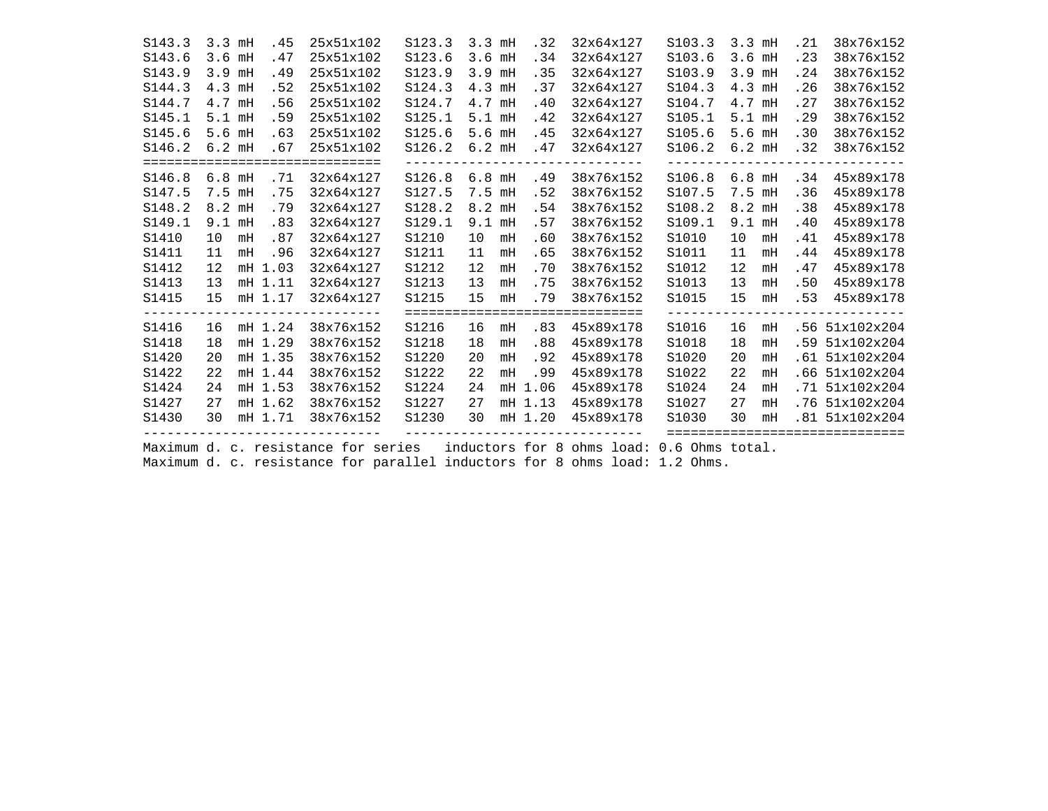```
S143.3  3.3 mH  .45  25x51x102   S123.3  3.3 mH  .32  32x64x127   S103.3  3.3 mH  .21  38x76x152
S143.6  3.6 mH  .47  25x51x102   S123.6  3.6 mH  .34  32x64x127   S103.6  3.6 mH  .23  38x76x152
S143.9  3.9 mH  .49  25x51x102   S123.9  3.9 mH  .35  32x64x127   S103.9  3.9 mH  .24  38x76x152
S144.3  4.3 mH  .52  25x51x102   S124.3  4.3 mH  .37  32x64x127   S104.3  4.3 mH  .26  38x76x152
S144.7  4.7 mH  .56  25x51x102   S124.7  4.7 mH  .40  32x64x127   S104.7  4.7 mH  .27  38x76x152
S145.1  5.1 mH  .59  25x51x102   S125.1  5.1 mH  .42  32x64x127   S105.1  5.1 mH  .29  38x76x152
S145.6  5.6 mH  .63  25x51x102   S125.6  5.6 mH  .45  32x64x127   S105.6  5.6 mH  .30  38x76x152
S146.2  6.2 mH  .67  25x51x102   S126.2  6.2 mH  .47  32x64x127   S106.2  6.2 mH  .32  38x76x152
==============================   ------------------------------   ------------------------------
S146.8  6.8 mH  .71  32x64x127   S126.8  6.8 mH  .49  38x76x152   S106.8  6.8 mH  .34  45x89x178
S147.5  7.5 mH  .75  32x64x127   S127.5  7.5 mH  .52  38x76x152   S107.5  7.5 mH  .36  45x89x178
S148.2  8.2 mH  .79  32x64x127   S128.2  8.2 mH  .54  38x76x152   S108.2  8.2 mH  .38  45x89x178
S149.1  9.1 mH  .83  32x64x127   S129.1  9.1 mH  .57  38x76x152   S109.1  9.1 mH  .40  45x89x178
S1410   10  mH  .87  32x64x127   S1210   10  mH  .60  38x76x152   S1010   10  mH  .41  45x89x178
S1411   11  mH  .96  32x64x127   S1211   11  mH  .65  38x76x152   S1011   11  mH  .44  45x89x178
S1412   12  mH 1.03  32x64x127   S1212   12  mH  .70  38x76x152   S1012   12  mH  .47  45x89x178
S1413   13  mH 1.11  32x64x127   S1213   13  mH  .75  38x76x152   S1013   13  mH  .50  45x89x178
S1415   15  mH 1.17  32x64x127   S1215   15  mH  .79  38x76x152   S1015   15  mH  .53  45x89x178
------------------------------   ==============================   ------------------------------
S1416   16  mH 1.24  38x76x152   S1216   16  mH  .83  45x89x178   S1016   16  mH  .56 51x102x204
S1418   18  mH 1.29  38x76x152   S1218   18  mH  .88  45x89x178   S1018   18  mH  .59 51x102x204
S1420   20  mH 1.35  38x76x152   S1220   20  mH  .92  45x89x178   S1020   20  mH  .61 51x102x204
S1422   22  mH 1.44  38x76x152   S1222   22  mH  .99  45x89x178   S1022   22  mH  .66 51x102x204
S1424   24  mH 1.53  38x76x152   S1224   24  mH 1.06  45x89x178   S1024   24  mH  .71 51x102x204
S1427   27  mH 1.62  38x76x152   S1227   27  mH 1.13  45x89x178   S1027   27  mH  .76 51x102x204
S1430   30  mH 1.71  38x76x152   S1230   30  mH 1.20  45x89x178   S1030   30  mH  .81 51x102x204
------------------------------   ------------------------------   ==============================
```

Maximum d. c. resistance for series inductors for 8 ohms load: 0.6 Ohms total.
Maximum d. c. resistance for parallel inductors for 8 ohms load: 1.2 Ohms.